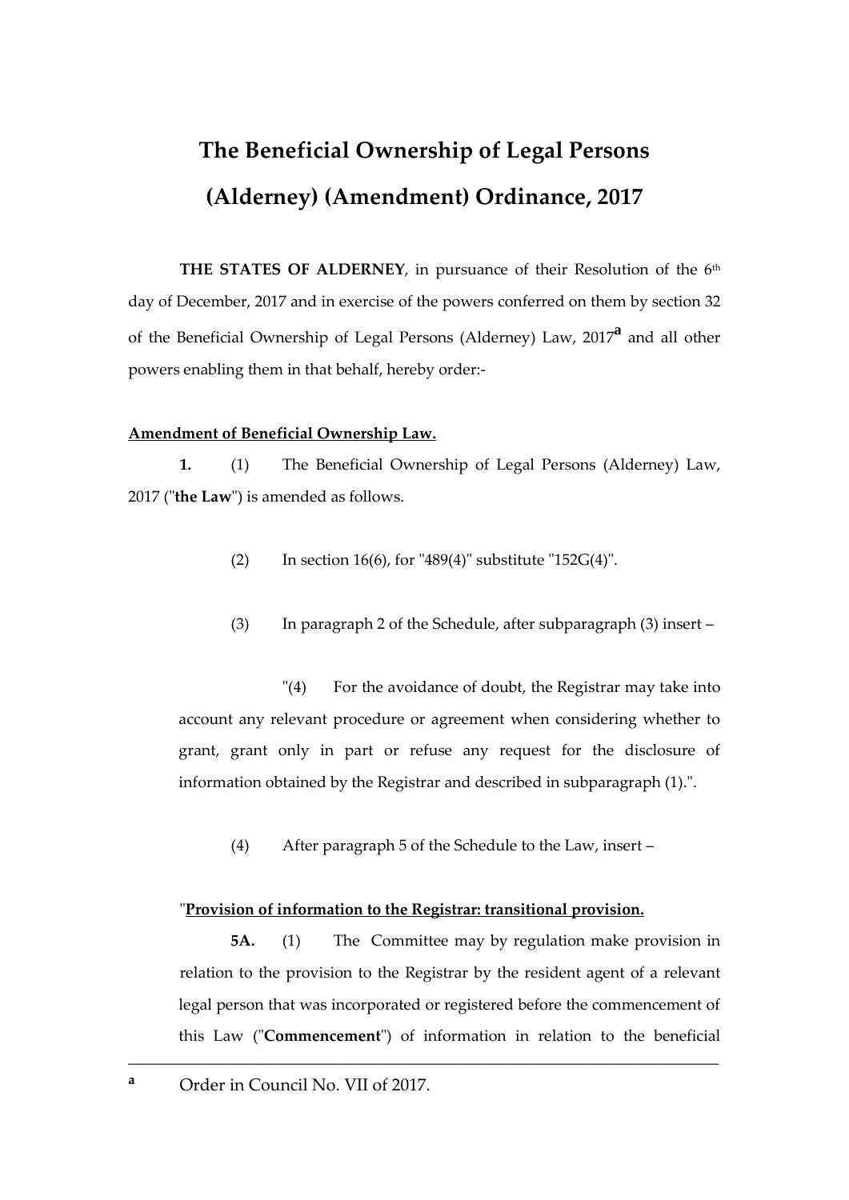# The Beneficial Ownership of Legal Persons (Alderney) (Amendment) Ordinance, 2017

**THE STATES OF ALDERNEY**, in pursuance of their Resolution of the 6th day of December, 2017 and in exercise of the powers conferred on them by section 32 of the Beneficial Ownership of Legal Persons (Alderney) Law, 2017[a] and all other powers enabling them in that behalf, hereby order:-

**Amendment of Beneficial Ownership Law.**

**1.** (1) The Beneficial Ownership of Legal Persons (Alderney) Law, 2017 ("**the Law**") is amended as follows.

(2) In section 16(6), for "489(4)" substitute "152G(4)".

(3) In paragraph 2 of the Schedule, after subparagraph (3) insert –

"(4) For the avoidance of doubt, the Registrar may take into account any relevant procedure or agreement when considering whether to grant, grant only in part or refuse any request for the disclosure of information obtained by the Registrar and described in subparagraph (1).".

(4) After paragraph 5 of the Schedule to the Law, insert –

"**Provision of information to the Registrar: transitional provision.**

**5A.** (1) The Committee may by regulation make provision in relation to the provision to the Registrar by the resident agent of a relevant legal person that was incorporated or registered before the commencement of this Law ("**Commencement**") of information in relation to the beneficial

---

[a] Order in Council No. VII of 2017.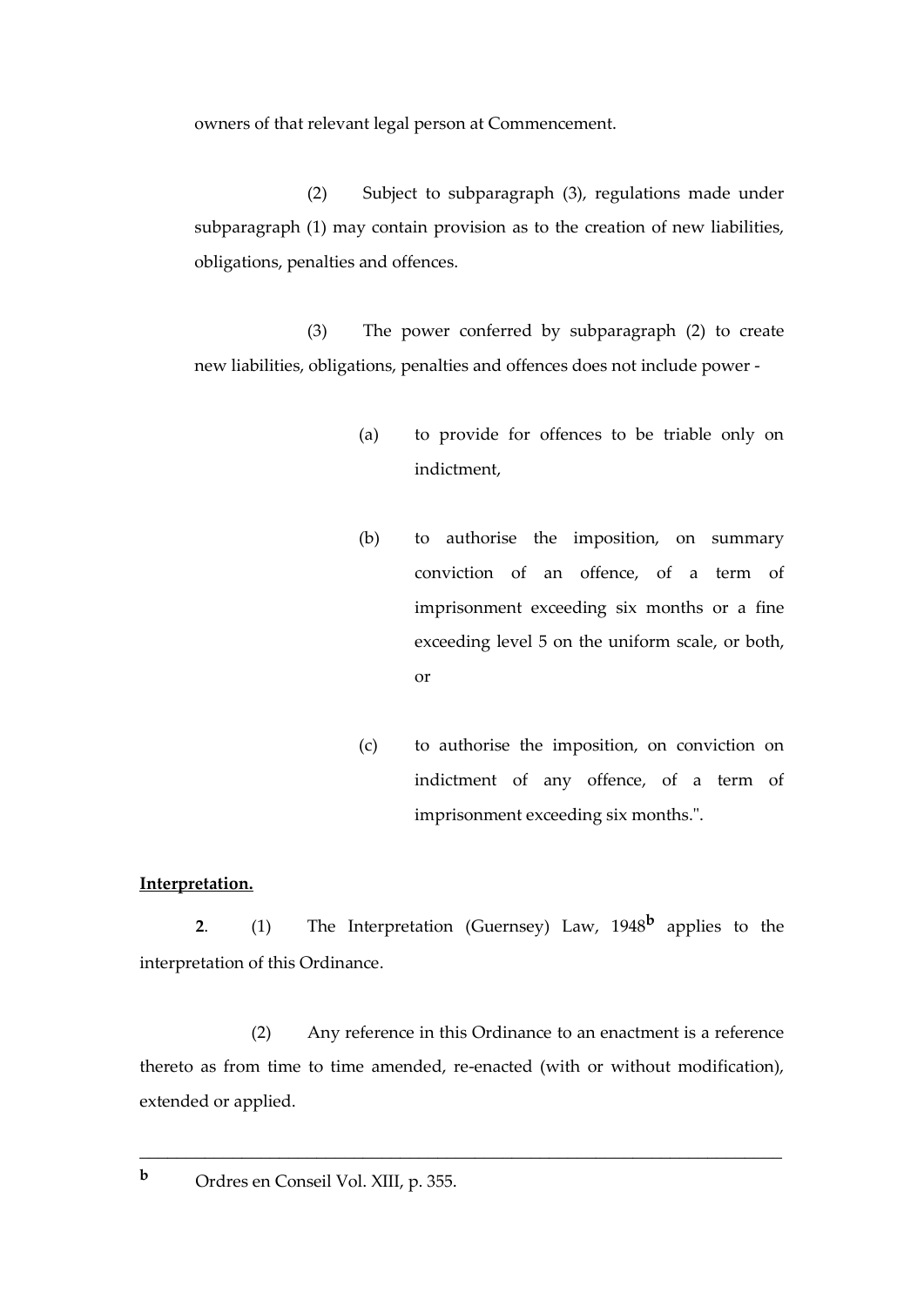owners of that relevant legal person at Commencement.

(2) Subject to subparagraph (3), regulations made under subparagraph (1) may contain provision as to the creation of new liabilities, obligations, penalties and offences.

(3) The power conferred by subparagraph (2) to create new liabilities, obligations, penalties and offences does not include power -

(a) to provide for offences to be triable only on indictment,

(b) to authorise the imposition, on summary conviction of an offence, of a term of imprisonment exceeding six months or a fine exceeding level 5 on the uniform scale, or both, or

(c) to authorise the imposition, on conviction on indictment of any offence, of a term of imprisonment exceeding six months.".

**Interpretation.**

**2**. (1) The Interpretation (Guernsey) Law, 1948[b] applies to the interpretation of this Ordinance.

(2) Any reference in this Ordinance to an enactment is a reference thereto as from time to time amended, re-enacted (with or without modification), extended or applied.

---

[b] Ordres en Conseil Vol. XIII, p. 355.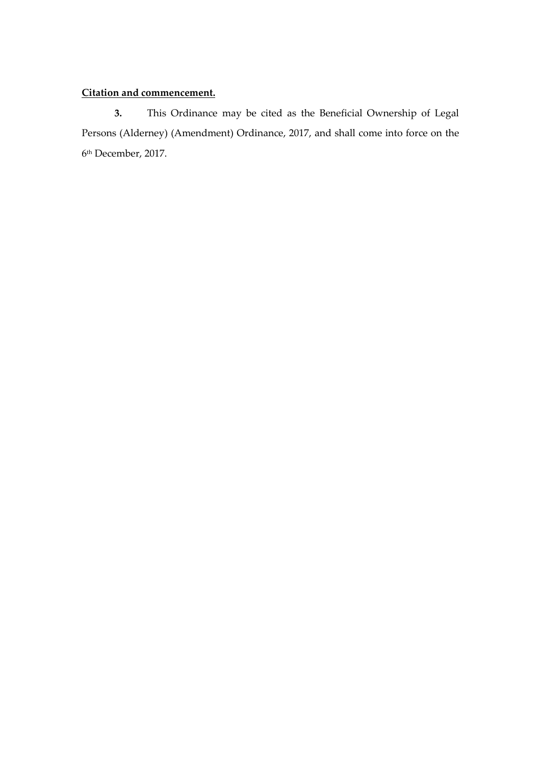**Citation and commencement.**

**3.** This Ordinance may be cited as the Beneficial Ownership of Legal Persons (Alderney) (Amendment) Ordinance, 2017, and shall come into force on the 6th December, 2017.